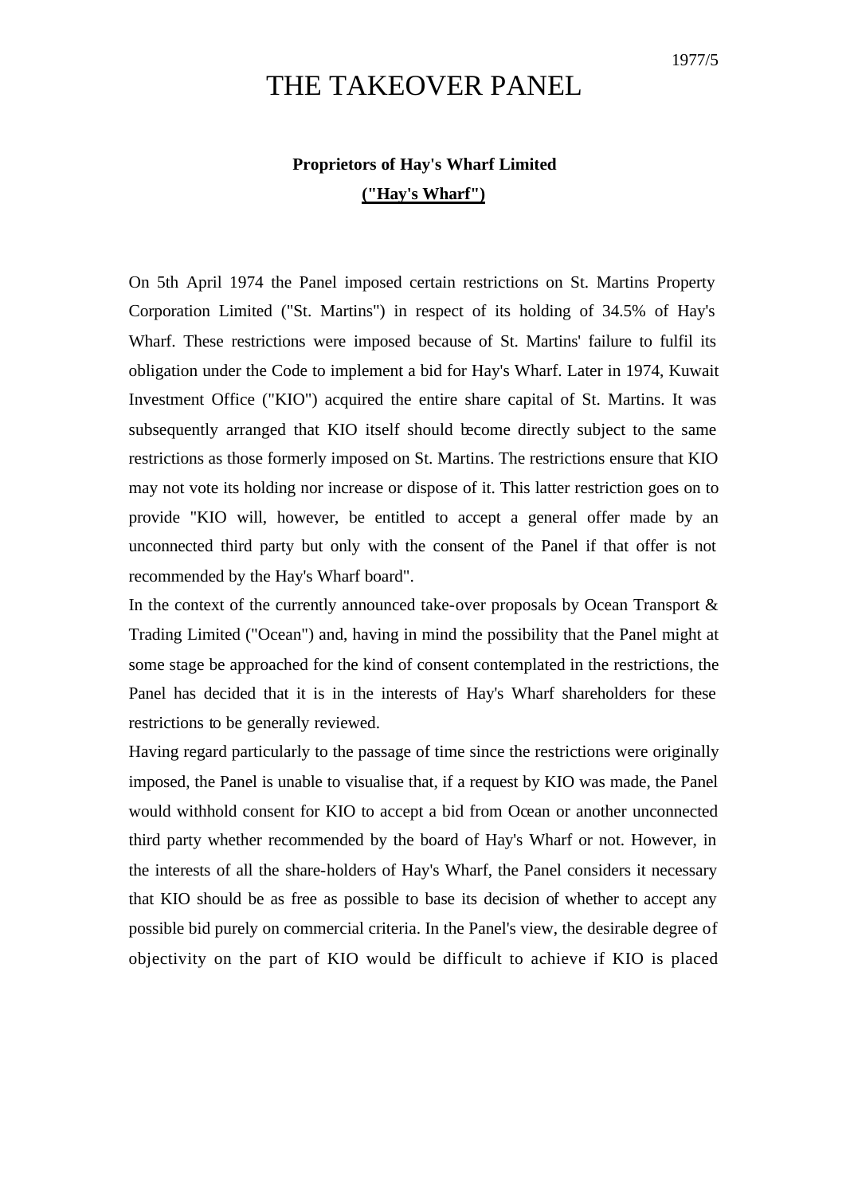1977/5

# THE TAKEOVER PANEL

## Proprietors of Hay's Wharf Limited

## ("Hay's Wharf")

On 5th April 1974 the Panel imposed certain restrictions on St. Martins Property Corporation Limited ("St. Martins") in respect of its holding of 34.5% of Hay's Wharf. These restrictions were imposed because of St. Martins' failure to fulfil its obligation under the Code to implement a bid for Hay's Wharf. Later in 1974, Kuwait Investment Office ("KIO") acquired the entire share capital of St. Martins. It was subsequently arranged that KIO itself should become directly subject to the same restrictions as those formerly imposed on St. Martins. The restrictions ensure that KIO may not vote its holding nor increase or dispose of it. This latter restriction goes on to provide "KIO will, however, be entitled to accept a general offer made by an unconnected third party but only with the consent of the Panel if that offer is not recommended by the Hay's Wharf board".

In the context of the currently announced take-over proposals by Ocean Transport & Trading Limited ("Ocean") and, having in mind the possibility that the Panel might at some stage be approached for the kind of consent contemplated in the restrictions, the Panel has decided that it is in the interests of Hay's Wharf shareholders for these restrictions to be generally reviewed.

Having regard particularly to the passage of time since the restrictions were originally imposed, the Panel is unable to visualise that, if a request by KIO was made, the Panel would withhold consent for KIO to accept a bid from Ocean or another unconnected third party whether recommended by the board of Hay's Wharf or not. However, in the interests of all the share-holders of Hay's Wharf, the Panel considers it necessary that KIO should be as free as possible to base its decision of whether to accept any possible bid purely on commercial criteria. In the Panel's view, the desirable degree of objectivity on the part of KIO would be difficult to achieve if KIO is placed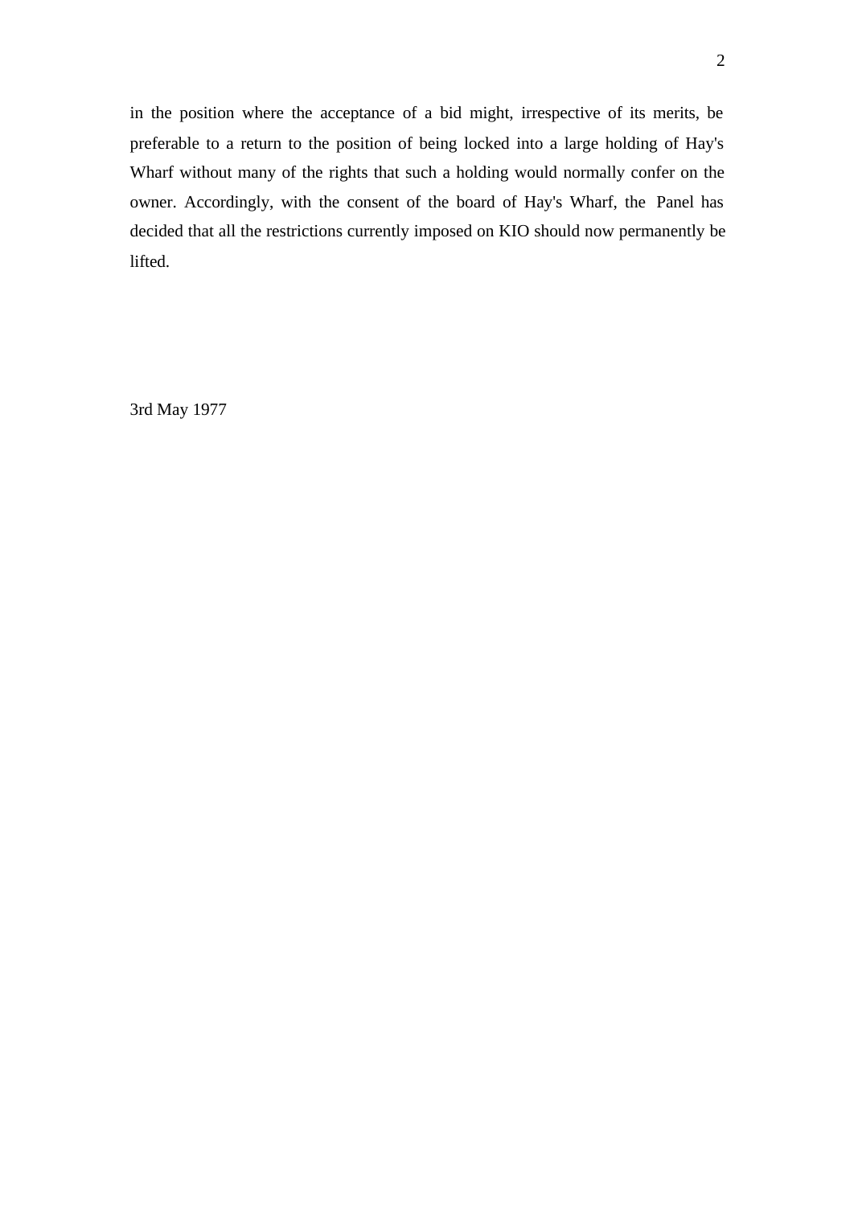in the position where the acceptance of a bid might, irrespective of its merits, be preferable to a return to the position of being locked into a large holding of Hay's Wharf without many of the rights that such a holding would normally confer on the owner. Accordingly, with the consent of the board of Hay's Wharf, the Panel has decided that all the restrictions currently imposed on KIO should now permanently be lifted.

3rd May 1977